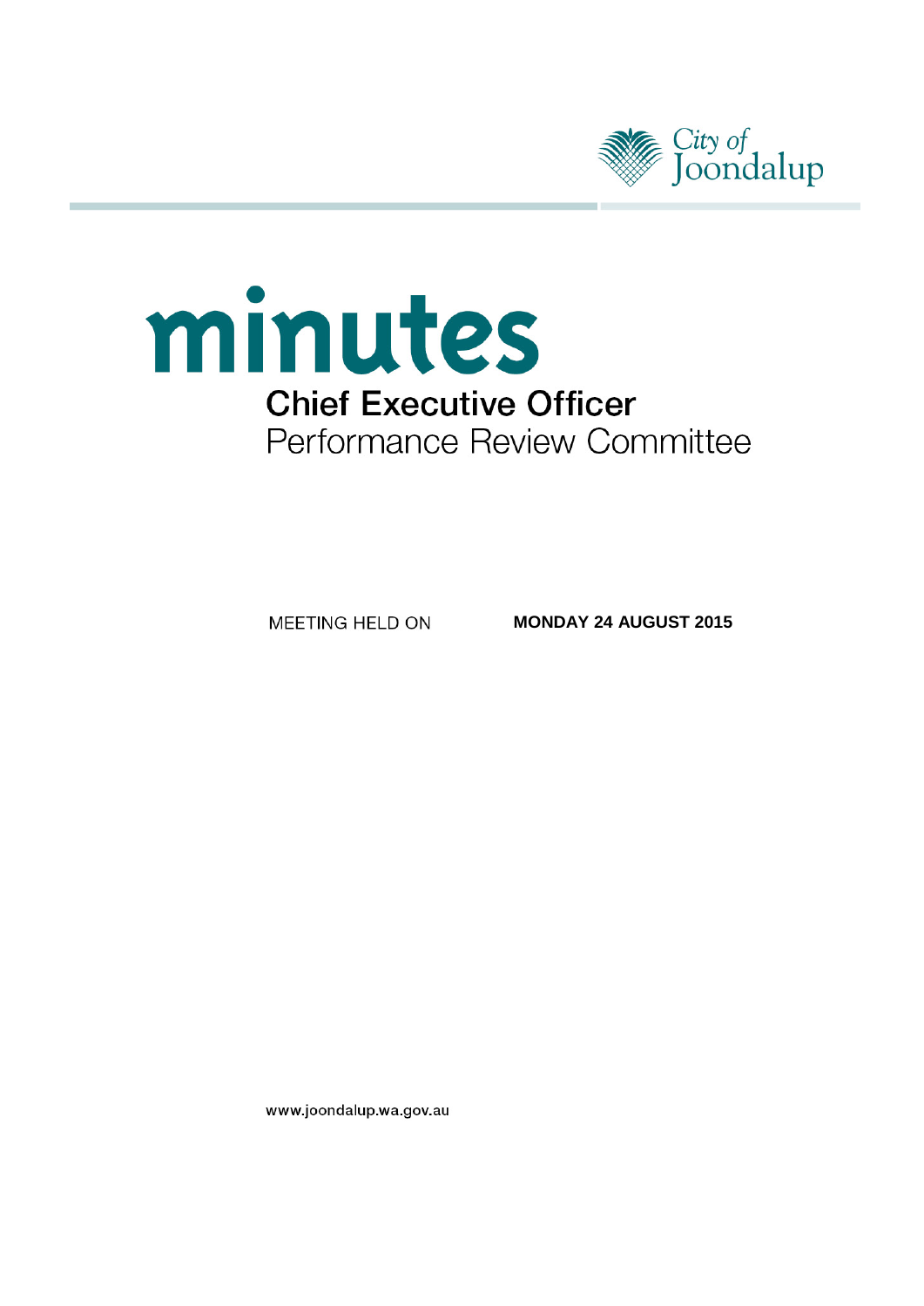City of Joondalup

# minutes

## Chief Executive Officer

Performance Review Committee

MEETING HELD ON **MONDAY 24 AUGUST 2015**

www.joondalup.wa.gov.au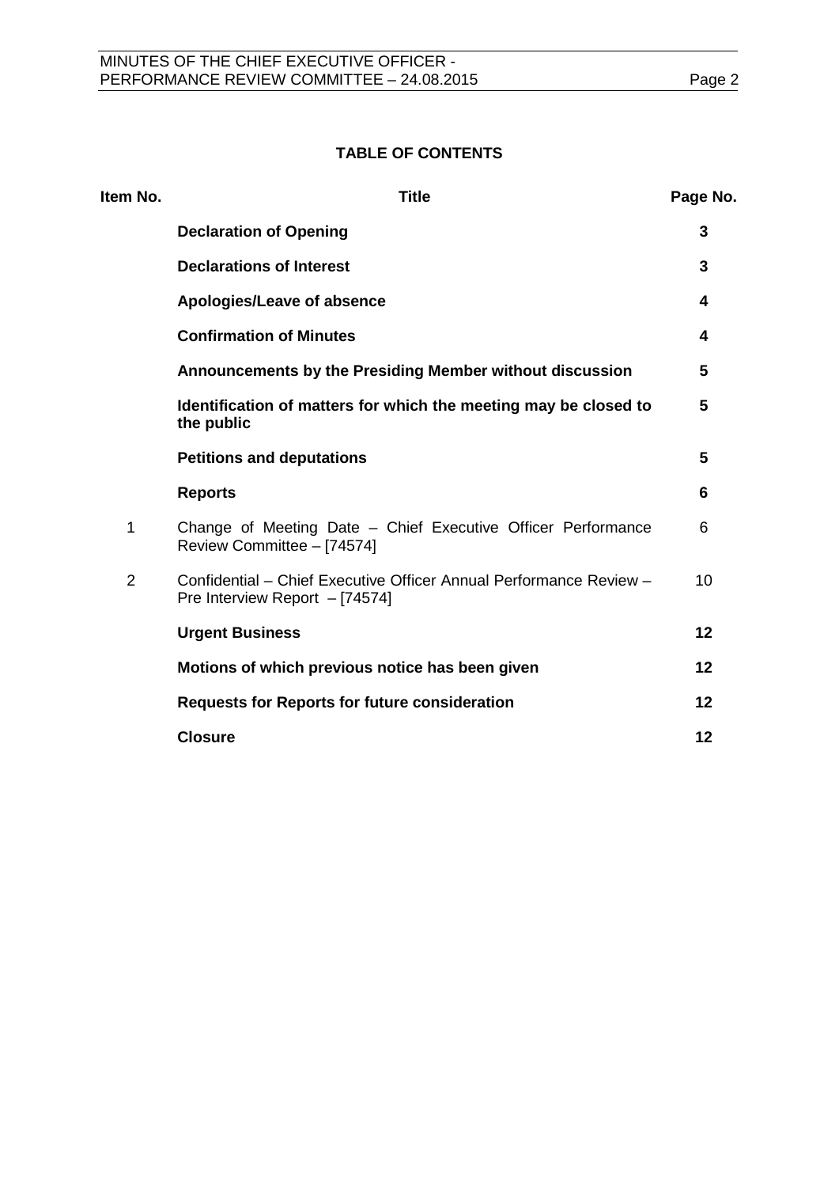## TABLE OF CONTENTS

| Item No. | Title | Page No. |
|---|---|---|
| | **Declaration of Opening** | **3** |
| | **Declarations of Interest** | **3** |
| | **Apologies/Leave of absence** | **4** |
| | **Confirmation of Minutes** | **4** |
| | **Announcements by the Presiding Member without discussion** | **5** |
| | **Identification of matters for which the meeting may be closed to the public** | **5** |
| | **Petitions and deputations** | **5** |
| | **Reports** | **6** |
| 1 | Change of Meeting Date – Chief Executive Officer Performance Review Committee – [74574] | 6 |
| 2 | Confidential – Chief Executive Officer Annual Performance Review – Pre Interview Report – [74574] | 10 |
| | **Urgent Business** | **12** |
| | **Motions of which previous notice has been given** | **12** |
| | **Requests for Reports for future consideration** | **12** |
| | **Closure** | **12** |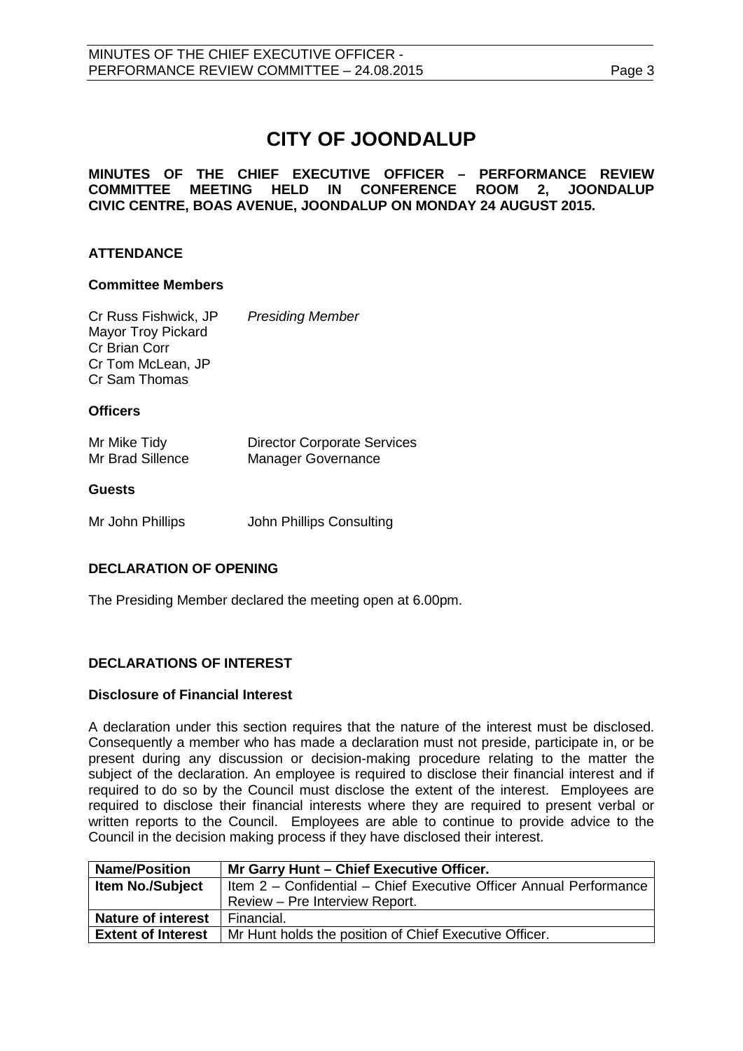# CITY OF JOONDALUP

**MINUTES OF THE CHIEF EXECUTIVE OFFICER – PERFORMANCE REVIEW COMMITTEE MEETING HELD IN CONFERENCE ROOM 2, JOONDALUP CIVIC CENTRE, BOAS AVENUE, JOONDALUP ON MONDAY 24 AUGUST 2015.**

## ATTENDANCE

### Committee Members

Cr Russ Fishwick, JP *Presiding Member*
Mayor Troy Pickard
Cr Brian Corr
Cr Tom McLean, JP
Cr Sam Thomas

### Officers

Mr Mike Tidy Director Corporate Services
Mr Brad Sillence Manager Governance

### Guests

Mr John Phillips John Phillips Consulting

## DECLARATION OF OPENING

The Presiding Member declared the meeting open at 6.00pm.

## DECLARATIONS OF INTEREST

### Disclosure of Financial Interest

A declaration under this section requires that the nature of the interest must be disclosed. Consequently a member who has made a declaration must not preside, participate in, or be present during any discussion or decision-making procedure relating to the matter the subject of the declaration. An employee is required to disclose their financial interest and if required to do so by the Council must disclose the extent of the interest. Employees are required to disclose their financial interests where they are required to present verbal or written reports to the Council. Employees are able to continue to provide advice to the Council in the decision making process if they have disclosed their interest.

| **Name/Position** | **Mr Garry Hunt – Chief Executive Officer.** |
|---|---|
| **Item No./Subject** | Item 2 – Confidential – Chief Executive Officer Annual Performance Review – Pre Interview Report. |
| **Nature of interest** | Financial. |
| **Extent of Interest** | Mr Hunt holds the position of Chief Executive Officer. |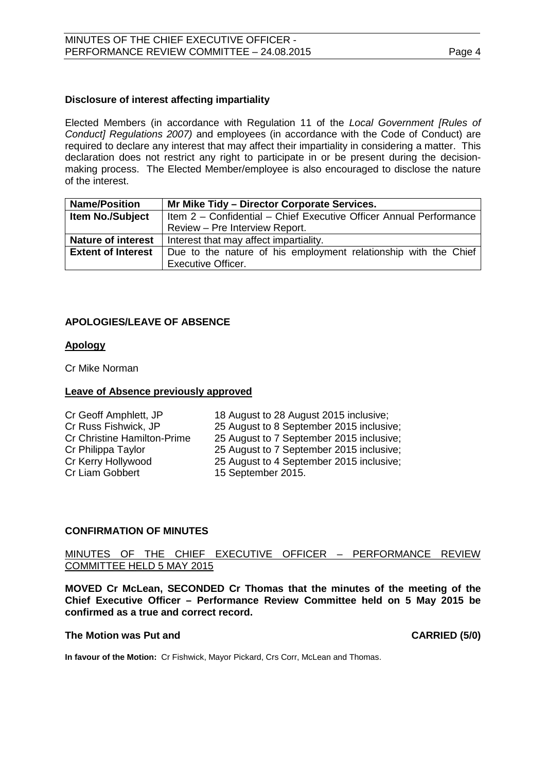### Disclosure of interest affecting impartiality

Elected Members (in accordance with Regulation 11 of the *Local Government [Rules of Conduct] Regulations 2007)* and employees (in accordance with the Code of Conduct) are required to declare any interest that may affect their impartiality in considering a matter. This declaration does not restrict any right to participate in or be present during the decision-making process. The Elected Member/employee is also encouraged to disclose the nature of the interest.

| **Name/Position** | **Mr Mike Tidy – Director Corporate Services.** |
|---|---|
| **Item No./Subject** | Item 2 – Confidential – Chief Executive Officer Annual Performance Review – Pre Interview Report. |
| **Nature of interest** | Interest that may affect impartiality. |
| **Extent of Interest** | Due to the nature of his employment relationship with the Chief Executive Officer. |

## APOLOGIES/LEAVE OF ABSENCE

### Apology

Cr Mike Norman

### Leave of Absence previously approved

| | |
|---|---|
| Cr Geoff Amphlett, JP | 18 August to 28 August 2015 inclusive; |
| Cr Russ Fishwick, JP | 25 August to 8 September 2015 inclusive; |
| Cr Christine Hamilton-Prime | 25 August to 7 September 2015 inclusive; |
| Cr Philippa Taylor | 25 August to 7 September 2015 inclusive; |
| Cr Kerry Hollywood | 25 August to 4 September 2015 inclusive; |
| Cr Liam Gobbert | 15 September 2015. |

## CONFIRMATION OF MINUTES

MINUTES OF THE CHIEF EXECUTIVE OFFICER – PERFORMANCE REVIEW COMMITTEE HELD 5 MAY 2015

**MOVED Cr McLean, SECONDED Cr Thomas that the minutes of the meeting of the Chief Executive Officer – Performance Review Committee held on 5 May 2015 be confirmed as a true and correct record.**

**The Motion was Put and CARRIED (5/0)**

**In favour of the Motion:** Cr Fishwick, Mayor Pickard, Crs Corr, McLean and Thomas.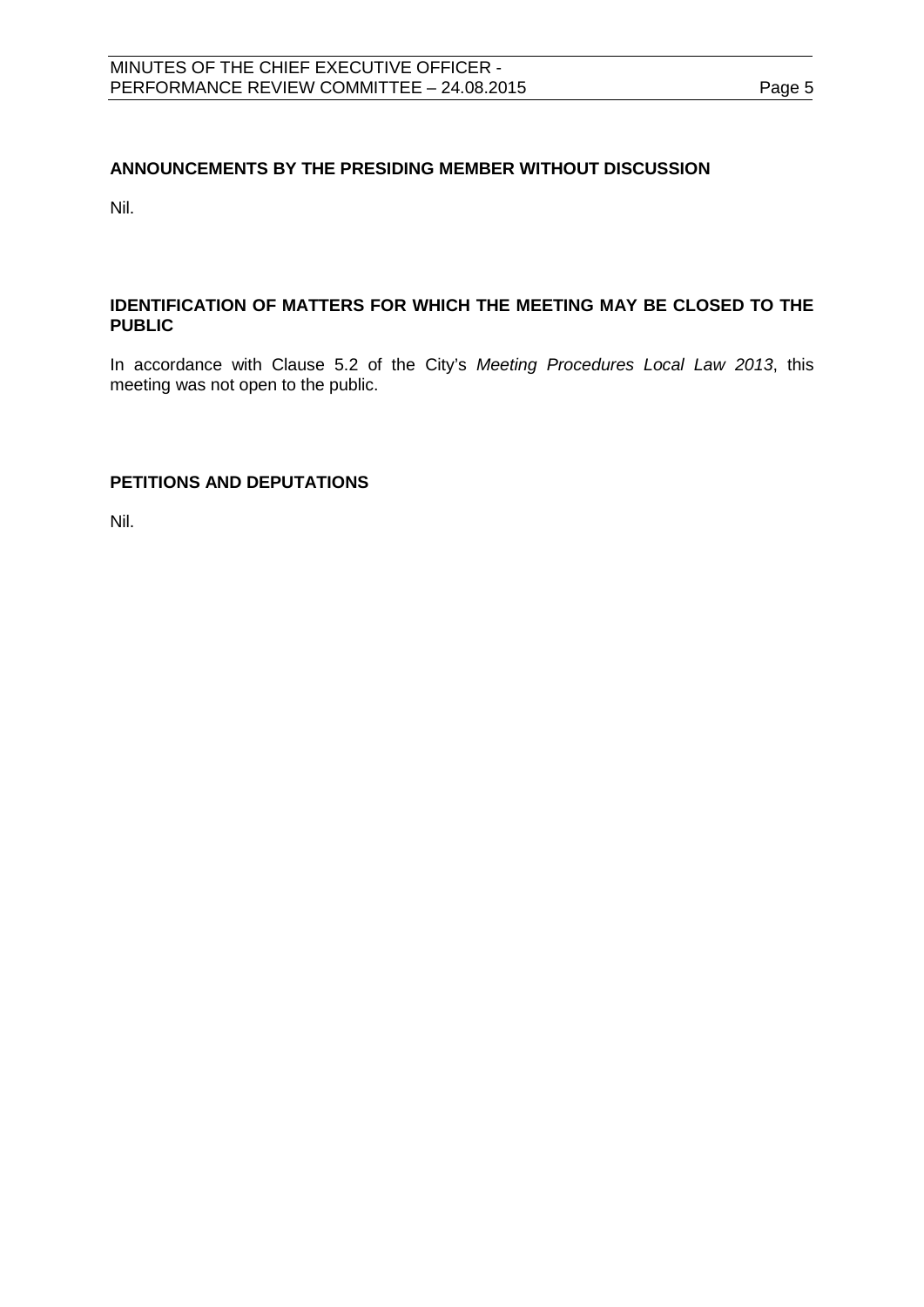## ANNOUNCEMENTS BY THE PRESIDING MEMBER WITHOUT DISCUSSION

Nil.

## IDENTIFICATION OF MATTERS FOR WHICH THE MEETING MAY BE CLOSED TO THE PUBLIC

In accordance with Clause 5.2 of the City's *Meeting Procedures Local Law 2013*, this meeting was not open to the public.

## PETITIONS AND DEPUTATIONS

Nil.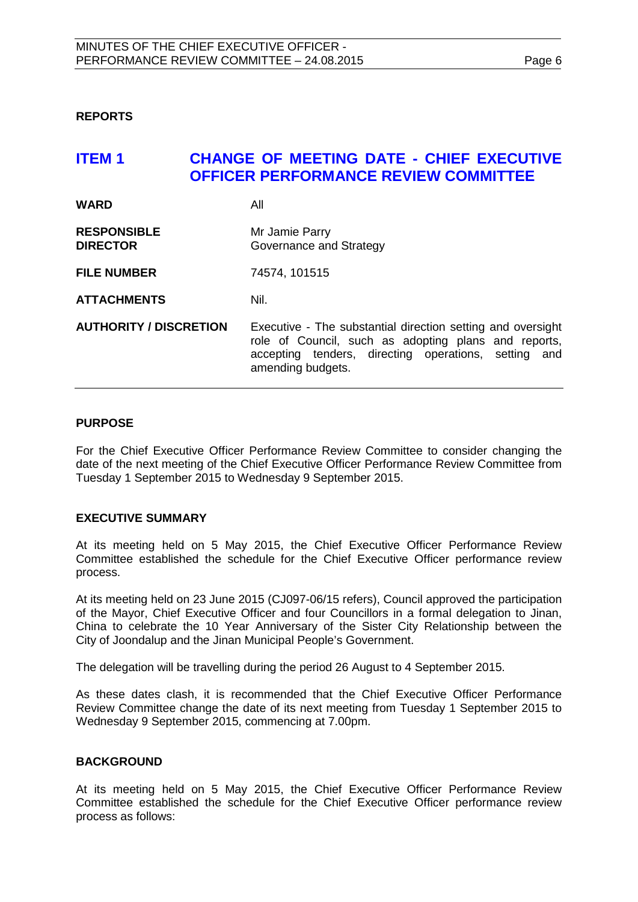**REPORTS**

## ITEM 1 CHANGE OF MEETING DATE - CHIEF EXECUTIVE OFFICER PERFORMANCE REVIEW COMMITTEE

| | |
|---|---|
| **WARD** | All |
| **RESPONSIBLE DIRECTOR** | Mr Jamie Parry<br>Governance and Strategy |
| **FILE NUMBER** | 74574, 101515 |
| **ATTACHMENTS** | Nil. |
| **AUTHORITY / DISCRETION** | Executive - The substantial direction setting and oversight role of Council, such as adopting plans and reports, accepting tenders, directing operations, setting and amending budgets. |

**PURPOSE**

For the Chief Executive Officer Performance Review Committee to consider changing the date of the next meeting of the Chief Executive Officer Performance Review Committee from Tuesday 1 September 2015 to Wednesday 9 September 2015.

**EXECUTIVE SUMMARY**

At its meeting held on 5 May 2015, the Chief Executive Officer Performance Review Committee established the schedule for the Chief Executive Officer performance review process.

At its meeting held on 23 June 2015 (CJ097-06/15 refers), Council approved the participation of the Mayor, Chief Executive Officer and four Councillors in a formal delegation to Jinan, China to celebrate the 10 Year Anniversary of the Sister City Relationship between the City of Joondalup and the Jinan Municipal People's Government.

The delegation will be travelling during the period 26 August to 4 September 2015.

As these dates clash, it is recommended that the Chief Executive Officer Performance Review Committee change the date of its next meeting from Tuesday 1 September 2015 to Wednesday 9 September 2015, commencing at 7.00pm.

**BACKGROUND**

At its meeting held on 5 May 2015, the Chief Executive Officer Performance Review Committee established the schedule for the Chief Executive Officer performance review process as follows: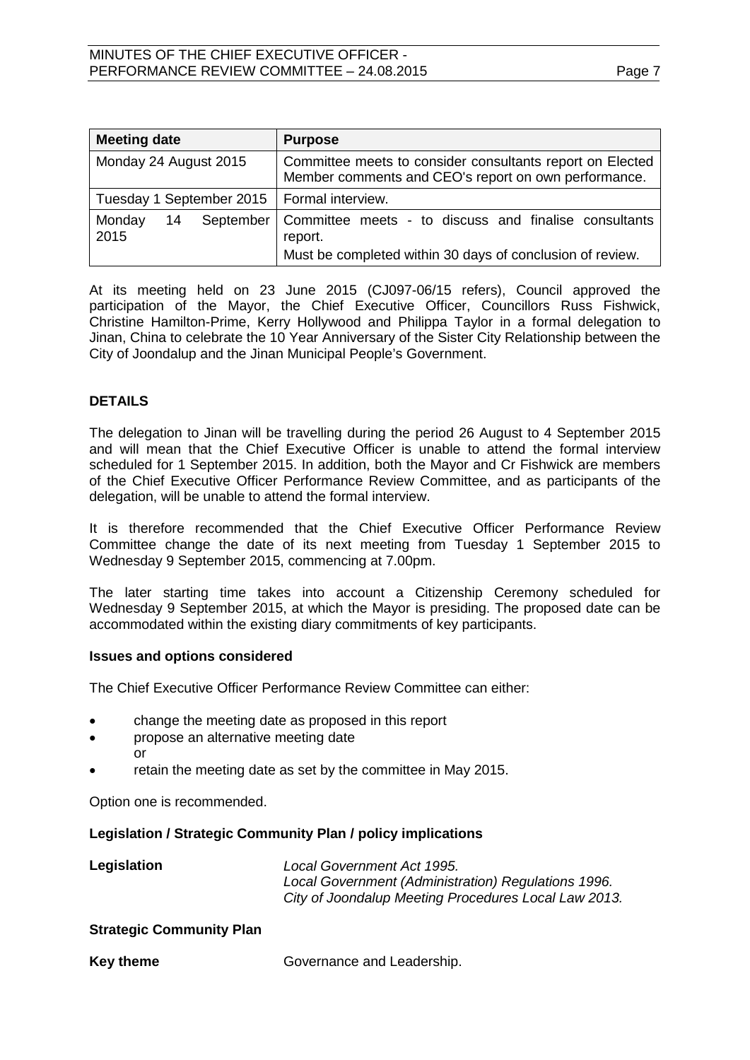| Meeting date | Purpose |
|---|---|
| Monday 24 August 2015 | Committee meets to consider consultants report on Elected Member comments and CEO's report on own performance. |
| Tuesday 1 September 2015 | Formal interview. |
| Monday 14 September 2015 | Committee meets - to discuss and finalise consultants report.<br>Must be completed within 30 days of conclusion of review. |

At its meeting held on 23 June 2015 (CJ097-06/15 refers), Council approved the participation of the Mayor, the Chief Executive Officer, Councillors Russ Fishwick, Christine Hamilton-Prime, Kerry Hollywood and Philippa Taylor in a formal delegation to Jinan, China to celebrate the 10 Year Anniversary of the Sister City Relationship between the City of Joondalup and the Jinan Municipal People's Government.

## DETAILS

The delegation to Jinan will be travelling during the period 26 August to 4 September 2015 and will mean that the Chief Executive Officer is unable to attend the formal interview scheduled for 1 September 2015. In addition, both the Mayor and Cr Fishwick are members of the Chief Executive Officer Performance Review Committee, and as participants of the delegation, will be unable to attend the formal interview.

It is therefore recommended that the Chief Executive Officer Performance Review Committee change the date of its next meeting from Tuesday 1 September 2015 to Wednesday 9 September 2015, commencing at 7.00pm.

The later starting time takes into account a Citizenship Ceremony scheduled for Wednesday 9 September 2015, at which the Mayor is presiding. The proposed date can be accommodated within the existing diary commitments of key participants.

### Issues and options considered

The Chief Executive Officer Performance Review Committee can either:

- change the meeting date as proposed in this report
- propose an alternative meeting date
  or
- retain the meeting date as set by the committee in May 2015.

Option one is recommended.

### Legislation / Strategic Community Plan / policy implications

**Legislation** *Local Government Act 1995.*
*Local Government (Administration) Regulations 1996.*
*City of Joondalup Meeting Procedures Local Law 2013.*

### Strategic Community Plan

**Key theme** Governance and Leadership.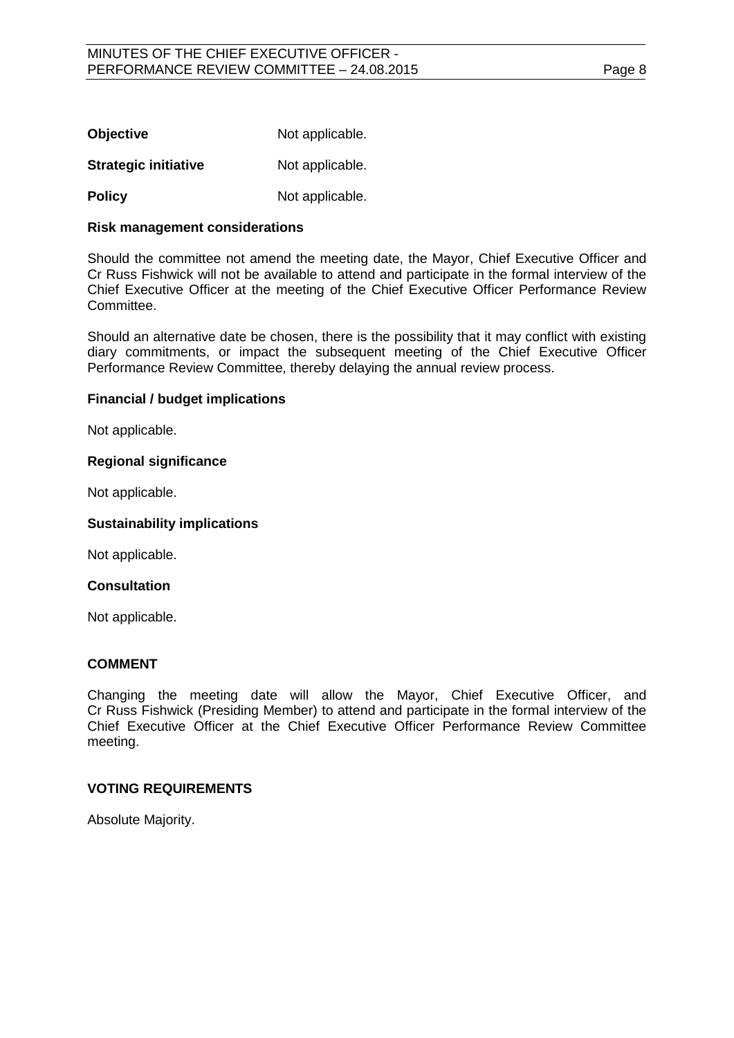**Objective** Not applicable.

**Strategic initiative** Not applicable.

**Policy** Not applicable.

**Risk management considerations**

Should the committee not amend the meeting date, the Mayor, Chief Executive Officer and Cr Russ Fishwick will not be available to attend and participate in the formal interview of the Chief Executive Officer at the meeting of the Chief Executive Officer Performance Review Committee.

Should an alternative date be chosen, there is the possibility that it may conflict with existing diary commitments, or impact the subsequent meeting of the Chief Executive Officer Performance Review Committee, thereby delaying the annual review process.

**Financial / budget implications**

Not applicable.

**Regional significance**

Not applicable.

**Sustainability implications**

Not applicable.

**Consultation**

Not applicable.

## COMMENT

Changing the meeting date will allow the Mayor, Chief Executive Officer, and Cr Russ Fishwick (Presiding Member) to attend and participate in the formal interview of the Chief Executive Officer at the Chief Executive Officer Performance Review Committee meeting.

## VOTING REQUIREMENTS

Absolute Majority.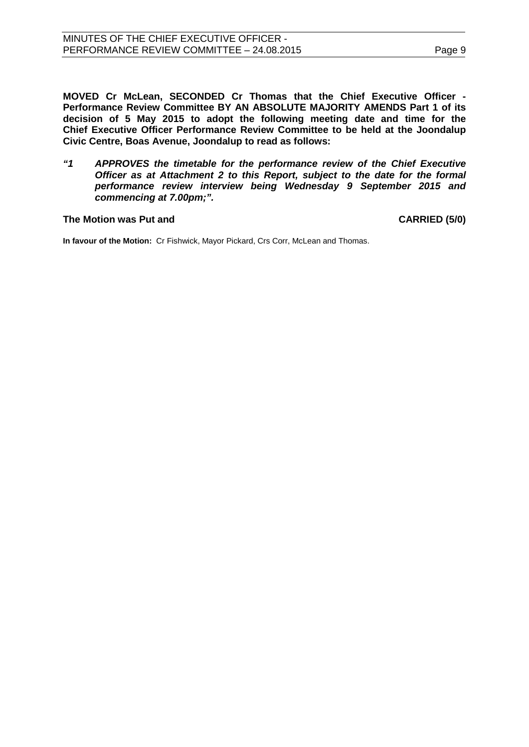**MOVED Cr McLean, SECONDED Cr Thomas that the Chief Executive Officer - Performance Review Committee BY AN ABSOLUTE MAJORITY AMENDS Part 1 of its decision of 5 May 2015 to adopt the following meeting date and time for the Chief Executive Officer Performance Review Committee to be held at the Joondalup Civic Centre, Boas Avenue, Joondalup to read as follows:**

***"1 APPROVES the timetable for the performance review of the Chief Executive Officer as at Attachment 2 to this Report, subject to the date for the formal performance review interview being Wednesday 9 September 2015 and commencing at 7.00pm;".***

**The Motion was Put and CARRIED (5/0)**

**In favour of the Motion:** Cr Fishwick, Mayor Pickard, Crs Corr, McLean and Thomas.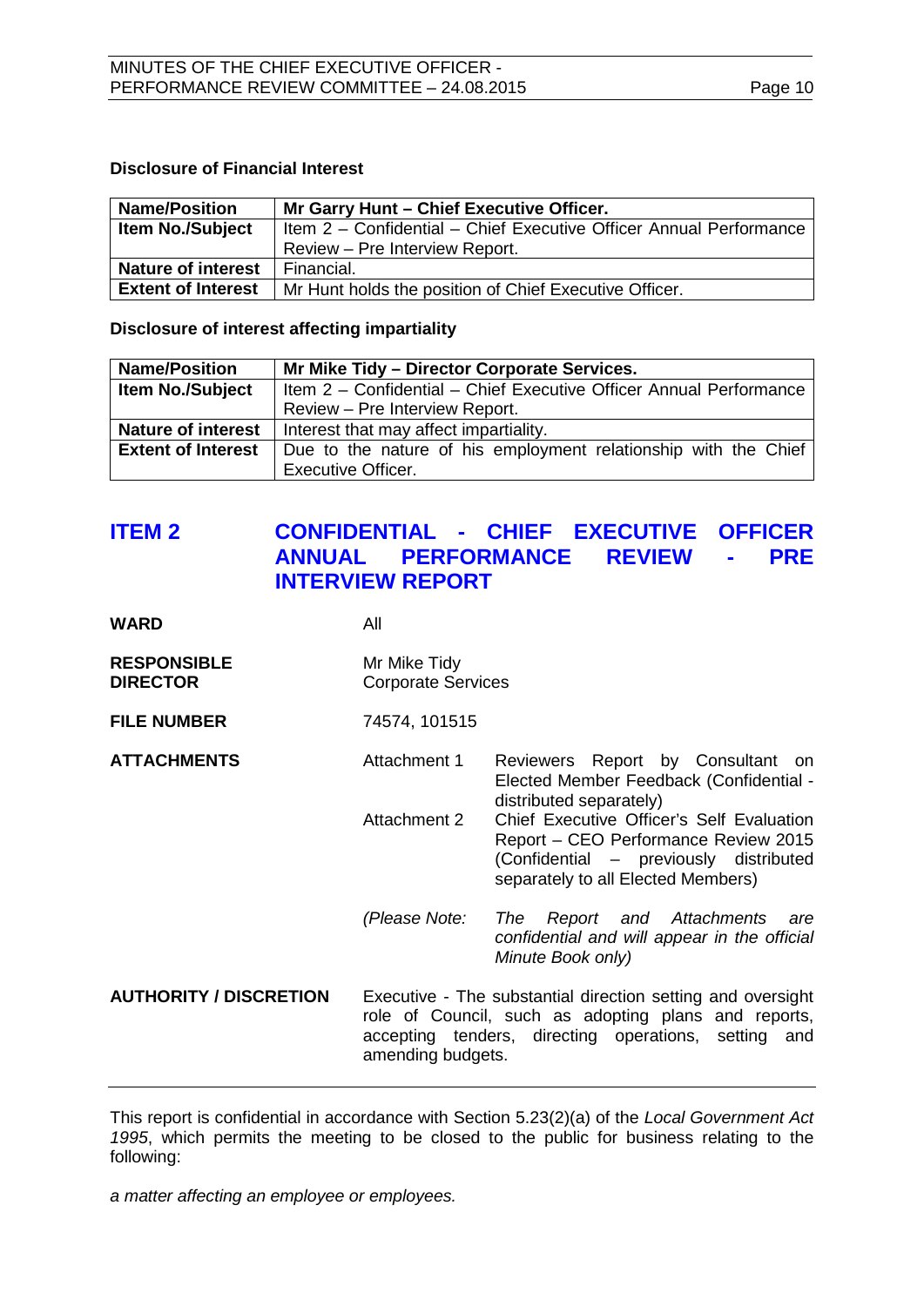### Disclosure of Financial Interest

| **Name/Position** | **Mr Garry Hunt – Chief Executive Officer.** |
|---|---|
| **Item No./Subject** | Item 2 – Confidential – Chief Executive Officer Annual Performance Review – Pre Interview Report. |
| **Nature of interest** | Financial. |
| **Extent of Interest** | Mr Hunt holds the position of Chief Executive Officer. |

### Disclosure of interest affecting impartiality

| **Name/Position** | **Mr Mike Tidy – Director Corporate Services.** |
|---|---|
| **Item No./Subject** | Item 2 – Confidential – Chief Executive Officer Annual Performance Review – Pre Interview Report. |
| **Nature of interest** | Interest that may affect impartiality. |
| **Extent of Interest** | Due to the nature of his employment relationship with the Chief Executive Officer. |

## ITEM 2 CONFIDENTIAL - CHIEF EXECUTIVE OFFICER ANNUAL PERFORMANCE REVIEW - PRE INTERVIEW REPORT

**WARD** All

**RESPONSIBLE DIRECTOR** Mr Mike Tidy
Corporate Services

**FILE NUMBER** 74574, 101515

**ATTACHMENTS**

Attachment 1 Reviewers Report by Consultant on Elected Member Feedback (Confidential - distributed separately)

Attachment 2 Chief Executive Officer's Self Evaluation Report – CEO Performance Review 2015 (Confidential – previously distributed separately to all Elected Members)

*(Please Note: The Report and Attachments are confidential and will appear in the official Minute Book only)*

**AUTHORITY / DISCRETION** Executive - The substantial direction setting and oversight role of Council, such as adopting plans and reports, accepting tenders, directing operations, setting and amending budgets.

---

This report is confidential in accordance with Section 5.23(2)(a) of the *Local Government Act 1995*, which permits the meeting to be closed to the public for business relating to the following:

*a matter affecting an employee or employees.*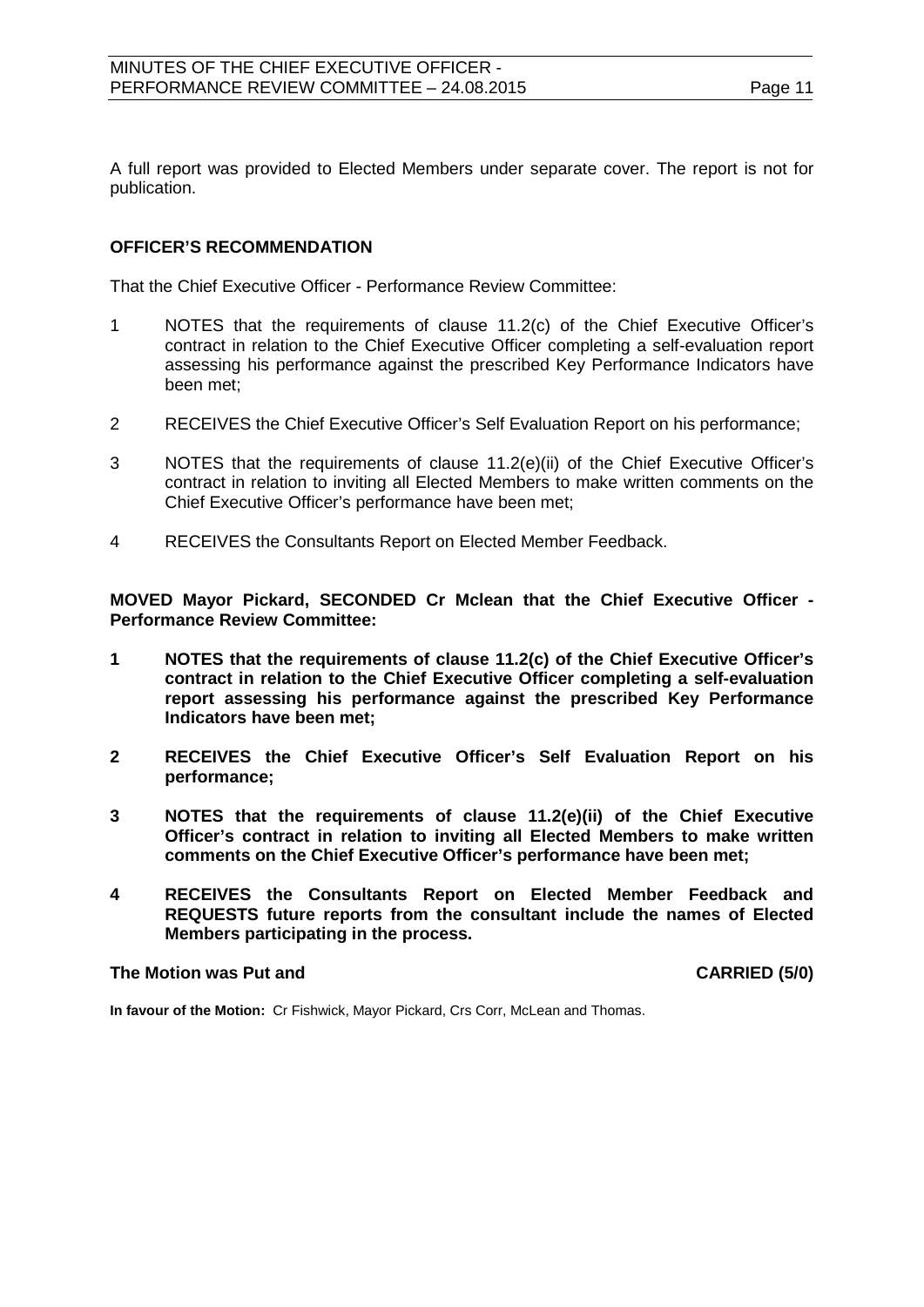A full report was provided to Elected Members under separate cover. The report is not for publication.

**OFFICER'S RECOMMENDATION**

That the Chief Executive Officer - Performance Review Committee:

1 NOTES that the requirements of clause 11.2(c) of the Chief Executive Officer's contract in relation to the Chief Executive Officer completing a self-evaluation report assessing his performance against the prescribed Key Performance Indicators have been met;

2 RECEIVES the Chief Executive Officer's Self Evaluation Report on his performance;

3 NOTES that the requirements of clause 11.2(e)(ii) of the Chief Executive Officer's contract in relation to inviting all Elected Members to make written comments on the Chief Executive Officer's performance have been met;

4 RECEIVES the Consultants Report on Elected Member Feedback.

**MOVED Mayor Pickard, SECONDED Cr Mclean that the Chief Executive Officer - Performance Review Committee:**

**1 NOTES that the requirements of clause 11.2(c) of the Chief Executive Officer's contract in relation to the Chief Executive Officer completing a self-evaluation report assessing his performance against the prescribed Key Performance Indicators have been met;**

**2 RECEIVES the Chief Executive Officer's Self Evaluation Report on his performance;**

**3 NOTES that the requirements of clause 11.2(e)(ii) of the Chief Executive Officer's contract in relation to inviting all Elected Members to make written comments on the Chief Executive Officer's performance have been met;**

**4 RECEIVES the Consultants Report on Elected Member Feedback and REQUESTS future reports from the consultant include the names of Elected Members participating in the process.**

**The Motion was Put and CARRIED (5/0)**

**In favour of the Motion:** Cr Fishwick, Mayor Pickard, Crs Corr, McLean and Thomas.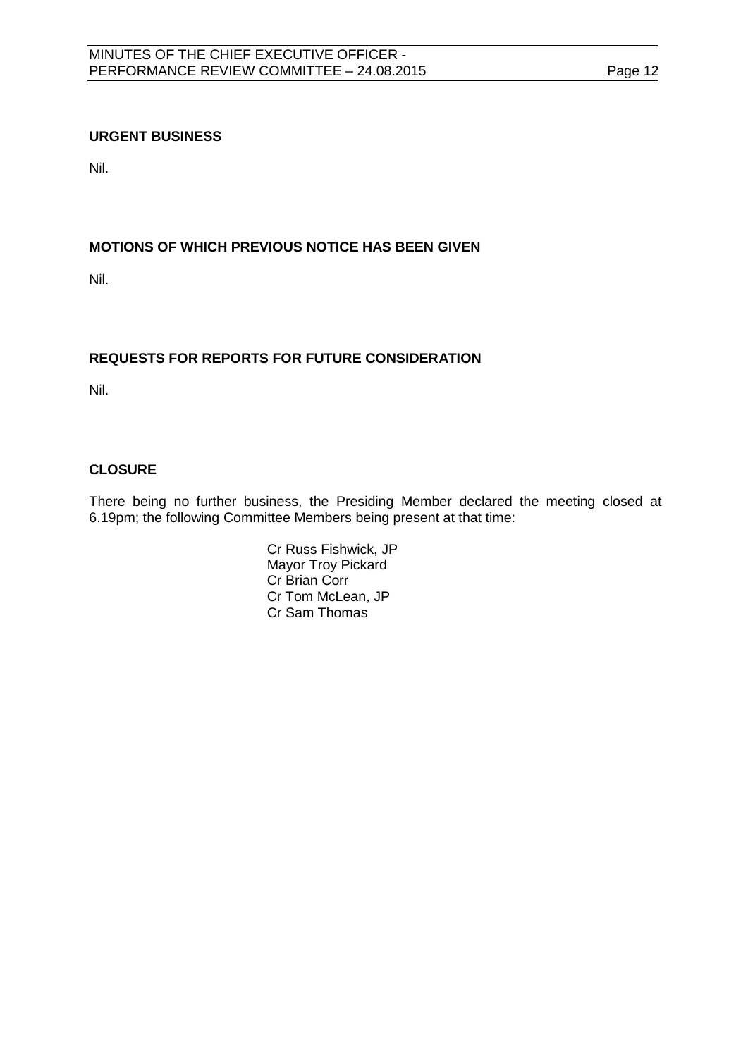**URGENT BUSINESS**

Nil.

**MOTIONS OF WHICH PREVIOUS NOTICE HAS BEEN GIVEN**

Nil.

**REQUESTS FOR REPORTS FOR FUTURE CONSIDERATION**

Nil.

**CLOSURE**

There being no further business, the Presiding Member declared the meeting closed at 6.19pm; the following Committee Members being present at that time:

Cr Russ Fishwick, JP
Mayor Troy Pickard
Cr Brian Corr
Cr Tom McLean, JP
Cr Sam Thomas